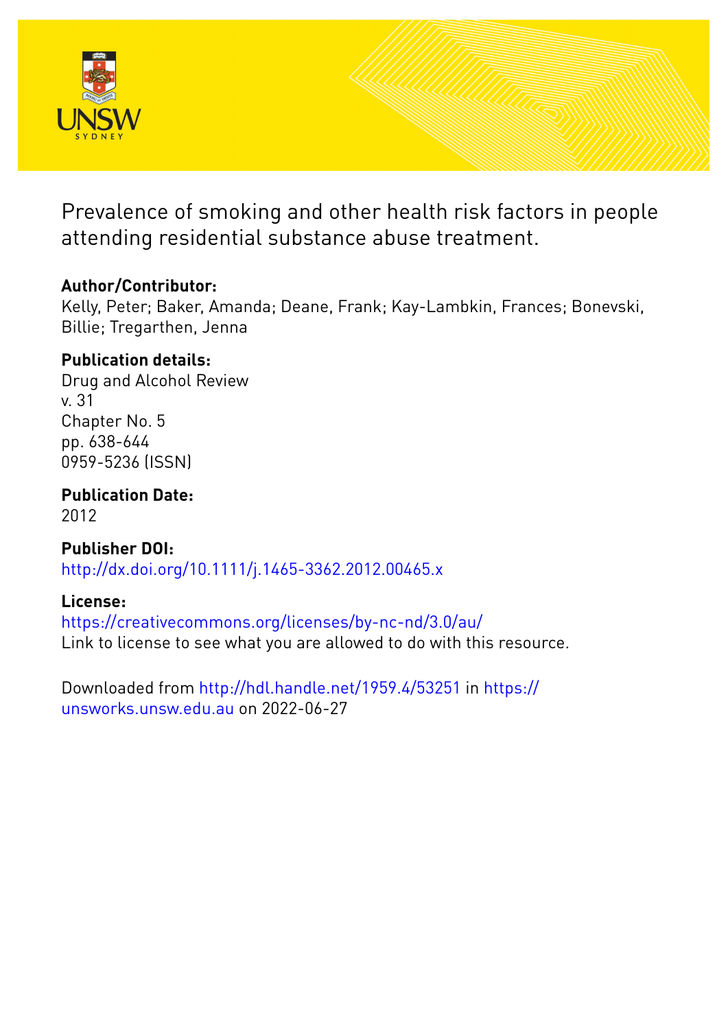# Prevalence of smoking and other health risk factors in people attending residential substance abuse treatment.

**Author/Contributor:**
Kelly, Peter; Baker, Amanda; Deane, Frank; Kay-Lambkin, Frances; Bonevski, Billie; Tregarthen, Jenna

**Publication details:**
Drug and Alcohol Review
v. 31
Chapter No. 5
pp. 638-644
0959-5236 (ISSN)

**Publication Date:**
2012

**Publisher DOI:**
http://dx.doi.org/10.1111/j.1465-3362.2012.00465.x

**License:**
https://creativecommons.org/licenses/by-nc-nd/3.0/au/
Link to license to see what you are allowed to do with this resource.

Downloaded from http://hdl.handle.net/1959.4/53251 in https://unsworks.unsw.edu.au on 2022-06-27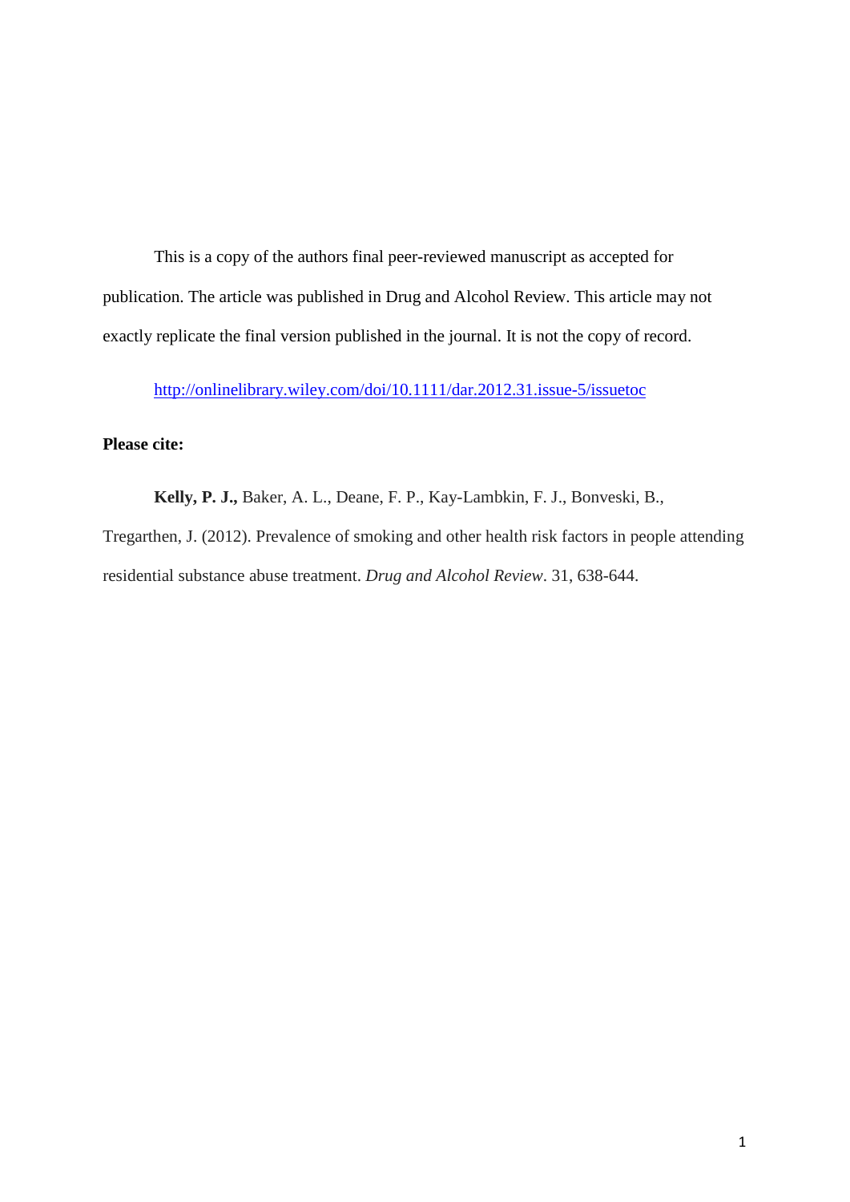This is a copy of the authors final peer-reviewed manuscript as accepted for publication. The article was published in Drug and Alcohol Review. This article may not exactly replicate the final version published in the journal. It is not the copy of record.

[http://onlinelibrary.wiley.com/doi/10.1111/dar.2012.31.issue-5/issuetoc](http://onlinelibrary.wiley.com/doi/10.1111/dar.2012.31.issue-5/issuetoc)

**Please cite:**

**Kelly, P. J.,** Baker, A. L., Deane, F. P., Kay-Lambkin, F. J., Bonveski, B., Tregarthen, J. (2012). Prevalence of smoking and other health risk factors in people attending residential substance abuse treatment. *Drug and Alcohol Review*. 31, 638-644.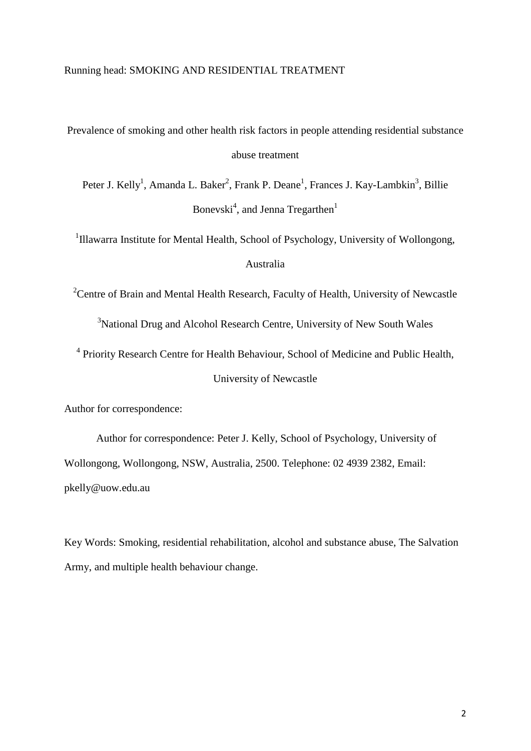Running head: SMOKING AND RESIDENTIAL TREATMENT

Prevalence of smoking and other health risk factors in people attending residential substance abuse treatment

Peter J. Kelly[1], Amanda L. Baker[2], Frank P. Deane[1], Frances J. Kay-Lambkin[3], Billie Bonevski[4], and Jenna Tregarthen[1]

[1]Illawarra Institute for Mental Health, School of Psychology, University of Wollongong, Australia

[2]Centre of Brain and Mental Health Research, Faculty of Health, University of Newcastle

[3]National Drug and Alcohol Research Centre, University of New South Wales

[4] Priority Research Centre for Health Behaviour, School of Medicine and Public Health, University of Newcastle

Author for correspondence:

Author for correspondence: Peter J. Kelly, School of Psychology, University of Wollongong, Wollongong, NSW, Australia, 2500. Telephone: 02 4939 2382, Email: pkelly@uow.edu.au

Key Words: Smoking, residential rehabilitation, alcohol and substance abuse, The Salvation Army, and multiple health behaviour change.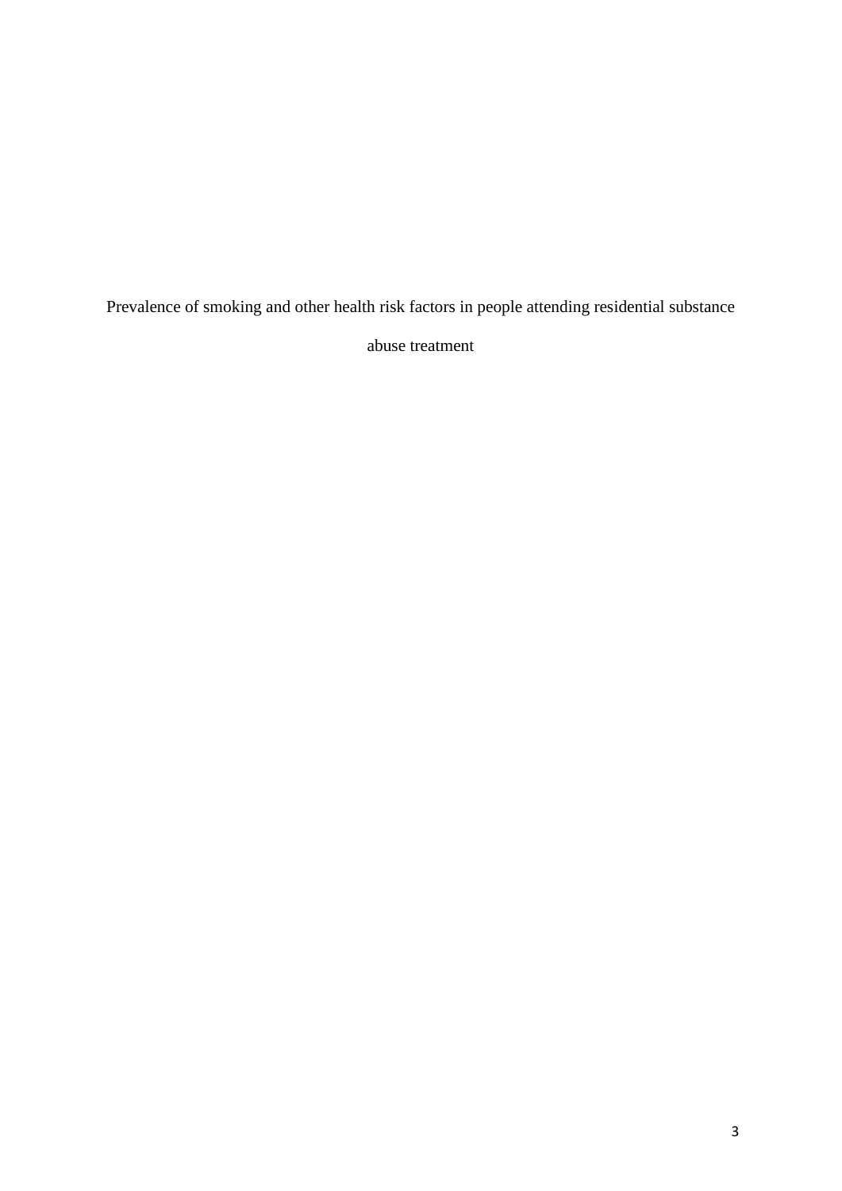Prevalence of smoking and other health risk factors in people attending residential substance abuse treatment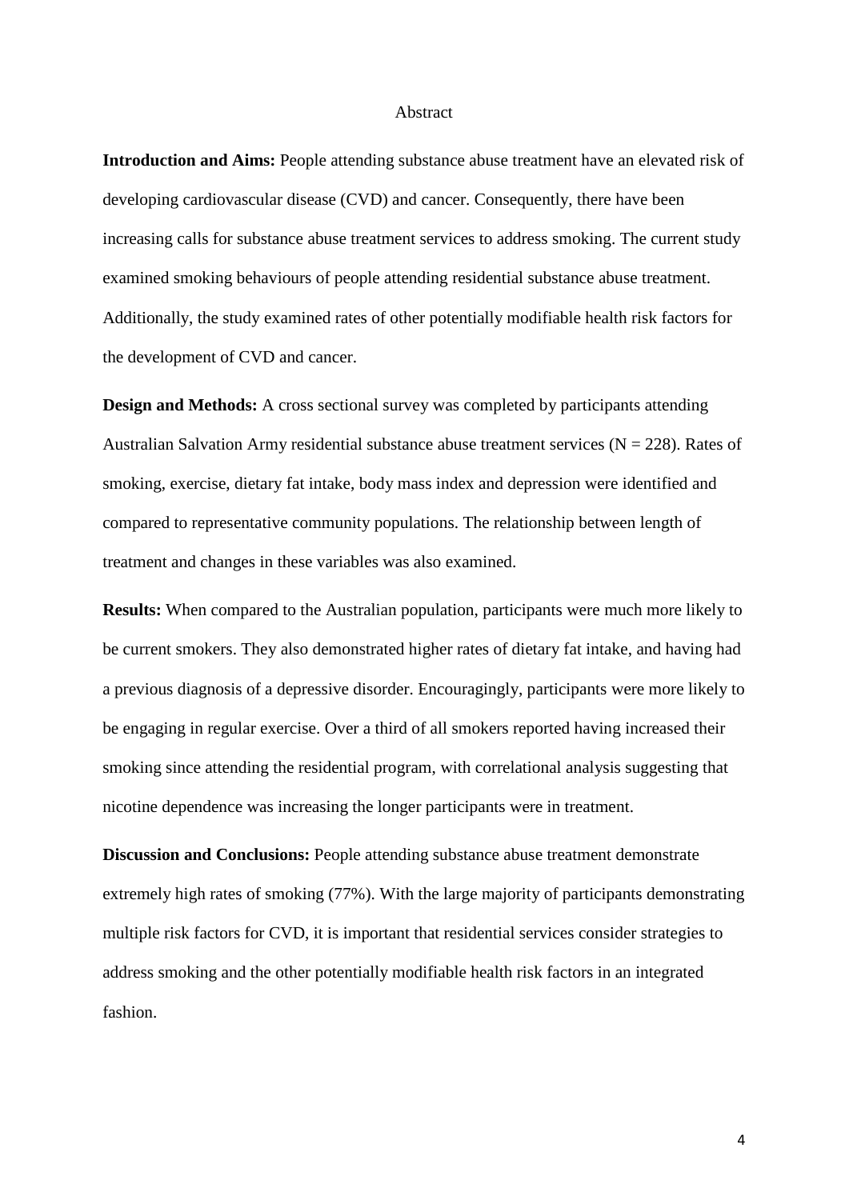## Abstract

**Introduction and Aims:** People attending substance abuse treatment have an elevated risk of developing cardiovascular disease (CVD) and cancer. Consequently, there have been increasing calls for substance abuse treatment services to address smoking. The current study examined smoking behaviours of people attending residential substance abuse treatment. Additionally, the study examined rates of other potentially modifiable health risk factors for the development of CVD and cancer.

**Design and Methods:** A cross sectional survey was completed by participants attending Australian Salvation Army residential substance abuse treatment services (N = 228). Rates of smoking, exercise, dietary fat intake, body mass index and depression were identified and compared to representative community populations. The relationship between length of treatment and changes in these variables was also examined.

**Results:** When compared to the Australian population, participants were much more likely to be current smokers. They also demonstrated higher rates of dietary fat intake, and having had a previous diagnosis of a depressive disorder. Encouragingly, participants were more likely to be engaging in regular exercise. Over a third of all smokers reported having increased their smoking since attending the residential program, with correlational analysis suggesting that nicotine dependence was increasing the longer participants were in treatment.

**Discussion and Conclusions:** People attending substance abuse treatment demonstrate extremely high rates of smoking (77%). With the large majority of participants demonstrating multiple risk factors for CVD, it is important that residential services consider strategies to address smoking and the other potentially modifiable health risk factors in an integrated fashion.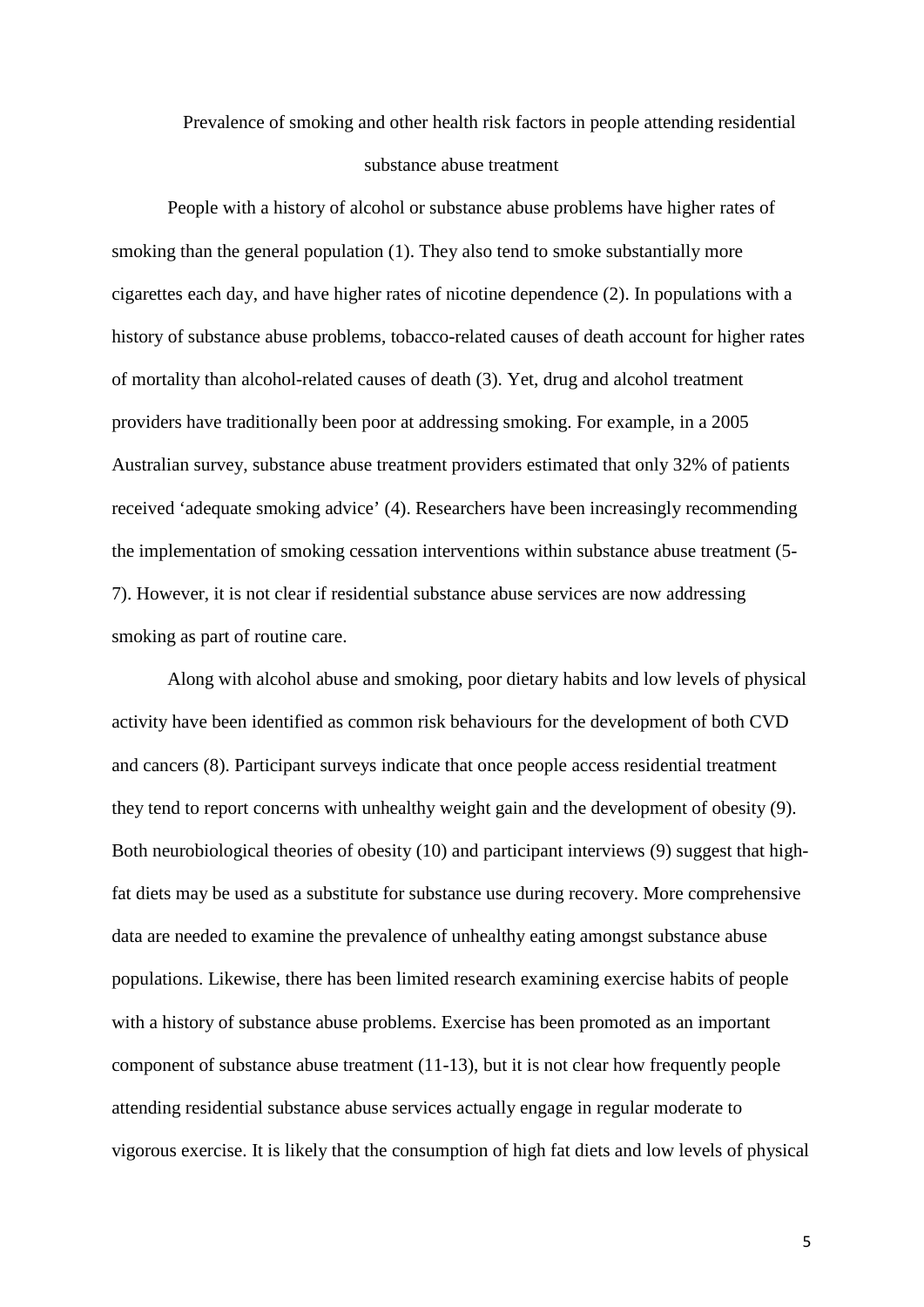# Prevalence of smoking and other health risk factors in people attending residential substance abuse treatment

People with a history of alcohol or substance abuse problems have higher rates of smoking than the general population (1). They also tend to smoke substantially more cigarettes each day, and have higher rates of nicotine dependence (2). In populations with a history of substance abuse problems, tobacco-related causes of death account for higher rates of mortality than alcohol-related causes of death (3). Yet, drug and alcohol treatment providers have traditionally been poor at addressing smoking. For example, in a 2005 Australian survey, substance abuse treatment providers estimated that only 32% of patients received 'adequate smoking advice' (4). Researchers have been increasingly recommending the implementation of smoking cessation interventions within substance abuse treatment (5-7). However, it is not clear if residential substance abuse services are now addressing smoking as part of routine care.

Along with alcohol abuse and smoking, poor dietary habits and low levels of physical activity have been identified as common risk behaviours for the development of both CVD and cancers (8). Participant surveys indicate that once people access residential treatment they tend to report concerns with unhealthy weight gain and the development of obesity (9). Both neurobiological theories of obesity (10) and participant interviews (9) suggest that high-fat diets may be used as a substitute for substance use during recovery. More comprehensive data are needed to examine the prevalence of unhealthy eating amongst substance abuse populations. Likewise, there has been limited research examining exercise habits of people with a history of substance abuse problems. Exercise has been promoted as an important component of substance abuse treatment (11-13), but it is not clear how frequently people attending residential substance abuse services actually engage in regular moderate to vigorous exercise. It is likely that the consumption of high fat diets and low levels of physical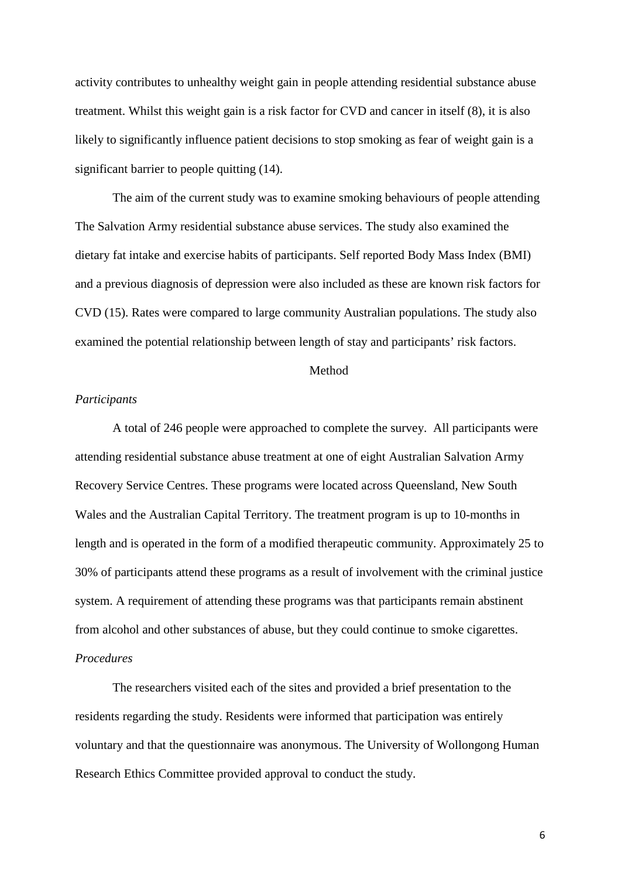activity contributes to unhealthy weight gain in people attending residential substance abuse treatment. Whilst this weight gain is a risk factor for CVD and cancer in itself (8), it is also likely to significantly influence patient decisions to stop smoking as fear of weight gain is a significant barrier to people quitting (14).

The aim of the current study was to examine smoking behaviours of people attending The Salvation Army residential substance abuse services. The study also examined the dietary fat intake and exercise habits of participants. Self reported Body Mass Index (BMI) and a previous diagnosis of depression were also included as these are known risk factors for CVD (15). Rates were compared to large community Australian populations. The study also examined the potential relationship between length of stay and participants' risk factors.

## Method

### *Participants*

A total of 246 people were approached to complete the survey. All participants were attending residential substance abuse treatment at one of eight Australian Salvation Army Recovery Service Centres. These programs were located across Queensland, New South Wales and the Australian Capital Territory. The treatment program is up to 10-months in length and is operated in the form of a modified therapeutic community. Approximately 25 to 30% of participants attend these programs as a result of involvement with the criminal justice system. A requirement of attending these programs was that participants remain abstinent from alcohol and other substances of abuse, but they could continue to smoke cigarettes.

### *Procedures*

The researchers visited each of the sites and provided a brief presentation to the residents regarding the study. Residents were informed that participation was entirely voluntary and that the questionnaire was anonymous. The University of Wollongong Human Research Ethics Committee provided approval to conduct the study.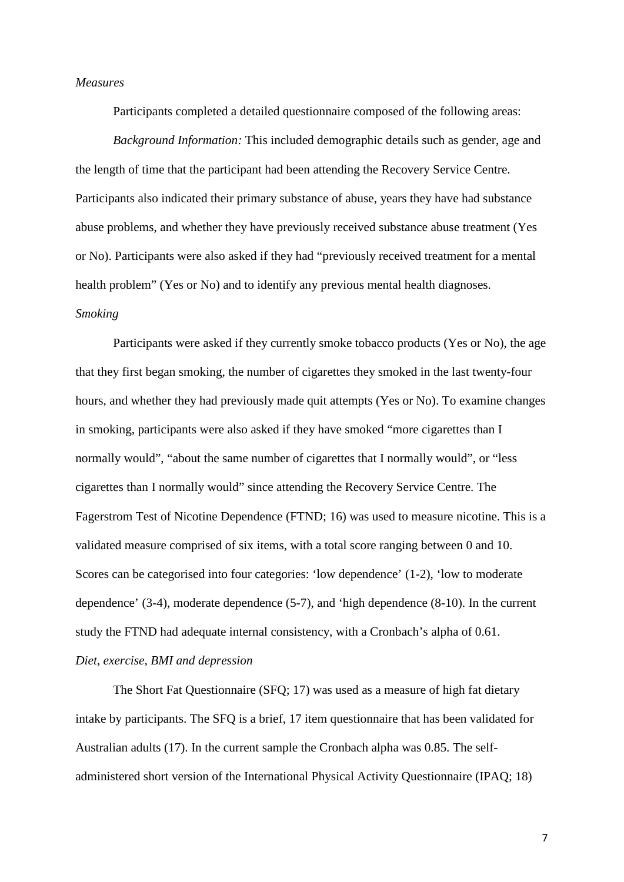*Measures*

Participants completed a detailed questionnaire composed of the following areas:

*Background Information:* This included demographic details such as gender, age and the length of time that the participant had been attending the Recovery Service Centre. Participants also indicated their primary substance of abuse, years they have had substance abuse problems, and whether they have previously received substance abuse treatment (Yes or No). Participants were also asked if they had "previously received treatment for a mental health problem" (Yes or No) and to identify any previous mental health diagnoses.

*Smoking*

Participants were asked if they currently smoke tobacco products (Yes or No), the age that they first began smoking, the number of cigarettes they smoked in the last twenty-four hours, and whether they had previously made quit attempts (Yes or No). To examine changes in smoking, participants were also asked if they have smoked "more cigarettes than I normally would", "about the same number of cigarettes that I normally would", or "less cigarettes than I normally would" since attending the Recovery Service Centre. The Fagerstrom Test of Nicotine Dependence (FTND; 16) was used to measure nicotine. This is a validated measure comprised of six items, with a total score ranging between 0 and 10. Scores can be categorised into four categories: 'low dependence' (1-2), 'low to moderate dependence' (3-4), moderate dependence (5-7), and 'high dependence (8-10). In the current study the FTND had adequate internal consistency, with a Cronbach's alpha of 0.61.

*Diet, exercise, BMI and depression*

The Short Fat Questionnaire (SFQ; 17) was used as a measure of high fat dietary intake by participants. The SFQ is a brief, 17 item questionnaire that has been validated for Australian adults (17). In the current sample the Cronbach alpha was 0.85. The self-administered short version of the International Physical Activity Questionnaire (IPAQ; 18)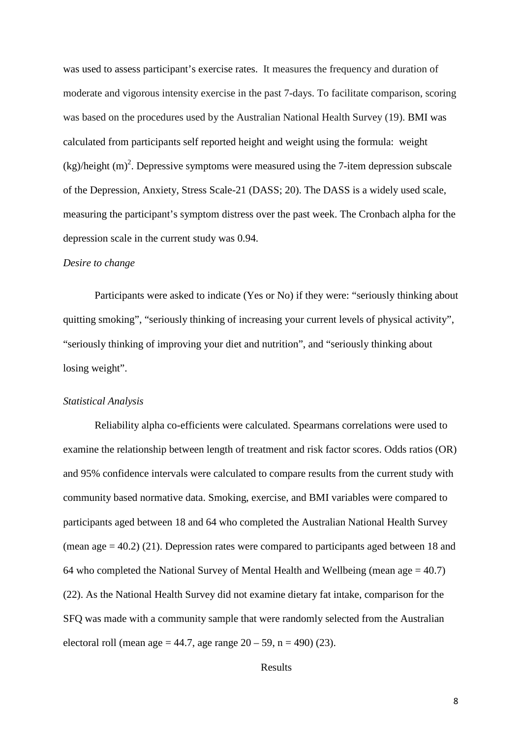was used to assess participant's exercise rates. It measures the frequency and duration of moderate and vigorous intensity exercise in the past 7-days. To facilitate comparison, scoring was based on the procedures used by the Australian National Health Survey (19). BMI was calculated from participants self reported height and weight using the formula: weight (kg)/height $(m)^2$. Depressive symptoms were measured using the 7-item depression subscale of the Depression, Anxiety, Stress Scale-21 (DASS; 20). The DASS is a widely used scale, measuring the participant's symptom distress over the past week. The Cronbach alpha for the depression scale in the current study was 0.94.

*Desire to change*

Participants were asked to indicate (Yes or No) if they were: "seriously thinking about quitting smoking", "seriously thinking of increasing your current levels of physical activity", "seriously thinking of improving your diet and nutrition", and "seriously thinking about losing weight".

*Statistical Analysis*

Reliability alpha co-efficients were calculated. Spearmans correlations were used to examine the relationship between length of treatment and risk factor scores. Odds ratios (OR) and 95% confidence intervals were calculated to compare results from the current study with community based normative data. Smoking, exercise, and BMI variables were compared to participants aged between 18 and 64 who completed the Australian National Health Survey (mean age = 40.2) (21). Depression rates were compared to participants aged between 18 and 64 who completed the National Survey of Mental Health and Wellbeing (mean age = 40.7) (22). As the National Health Survey did not examine dietary fat intake, comparison for the SFQ was made with a community sample that were randomly selected from the Australian electoral roll (mean age = 44.7, age range 20 – 59, n = 490) (23).

## Results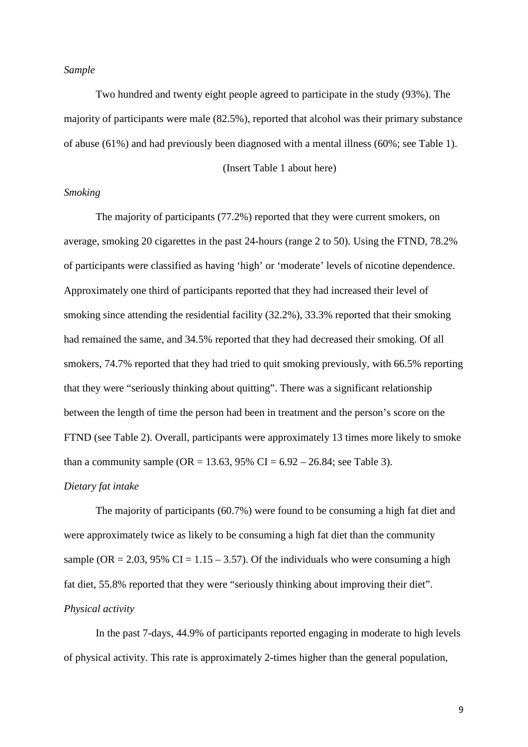*Sample*

Two hundred and twenty eight people agreed to participate in the study (93%). The majority of participants were male (82.5%), reported that alcohol was their primary substance of abuse (61%) and had previously been diagnosed with a mental illness (60%; see Table 1).

(Insert Table 1 about here)

*Smoking*

The majority of participants (77.2%) reported that they were current smokers, on average, smoking 20 cigarettes in the past 24-hours (range 2 to 50). Using the FTND, 78.2% of participants were classified as having 'high' or 'moderate' levels of nicotine dependence. Approximately one third of participants reported that they had increased their level of smoking since attending the residential facility (32.2%), 33.3% reported that their smoking had remained the same, and 34.5% reported that they had decreased their smoking. Of all smokers, 74.7% reported that they had tried to quit smoking previously, with 66.5% reporting that they were "seriously thinking about quitting". There was a significant relationship between the length of time the person had been in treatment and the person's score on the FTND (see Table 2). Overall, participants were approximately 13 times more likely to smoke than a community sample (OR = 13.63, 95% CI = 6.92 – 26.84; see Table 3).

*Dietary fat intake*

The majority of participants (60.7%) were found to be consuming a high fat diet and were approximately twice as likely to be consuming a high fat diet than the community sample (OR = 2.03, 95% CI = 1.15 – 3.57). Of the individuals who were consuming a high fat diet, 55.8% reported that they were "seriously thinking about improving their diet".

*Physical activity*

In the past 7-days, 44.9% of participants reported engaging in moderate to high levels of physical activity. This rate is approximately 2-times higher than the general population,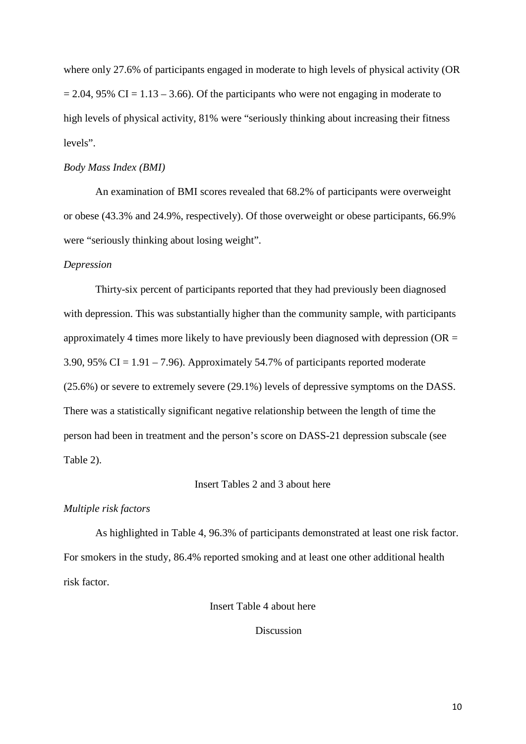where only 27.6% of participants engaged in moderate to high levels of physical activity (OR = 2.04, 95% CI = 1.13 – 3.66). Of the participants who were not engaging in moderate to high levels of physical activity, 81% were "seriously thinking about increasing their fitness levels".

*Body Mass Index (BMI)*

An examination of BMI scores revealed that 68.2% of participants were overweight or obese (43.3% and 24.9%, respectively). Of those overweight or obese participants, 66.9% were "seriously thinking about losing weight".

*Depression*

Thirty-six percent of participants reported that they had previously been diagnosed with depression. This was substantially higher than the community sample, with participants approximately 4 times more likely to have previously been diagnosed with depression (OR = 3.90, 95% CI = 1.91 – 7.96). Approximately 54.7% of participants reported moderate (25.6%) or severe to extremely severe (29.1%) levels of depressive symptoms on the DASS. There was a statistically significant negative relationship between the length of time the person had been in treatment and the person's score on DASS-21 depression subscale (see Table 2).

Insert Tables 2 and 3 about here

*Multiple risk factors*

As highlighted in Table 4, 96.3% of participants demonstrated at least one risk factor. For smokers in the study, 86.4% reported smoking and at least one other additional health risk factor.

Insert Table 4 about here

Discussion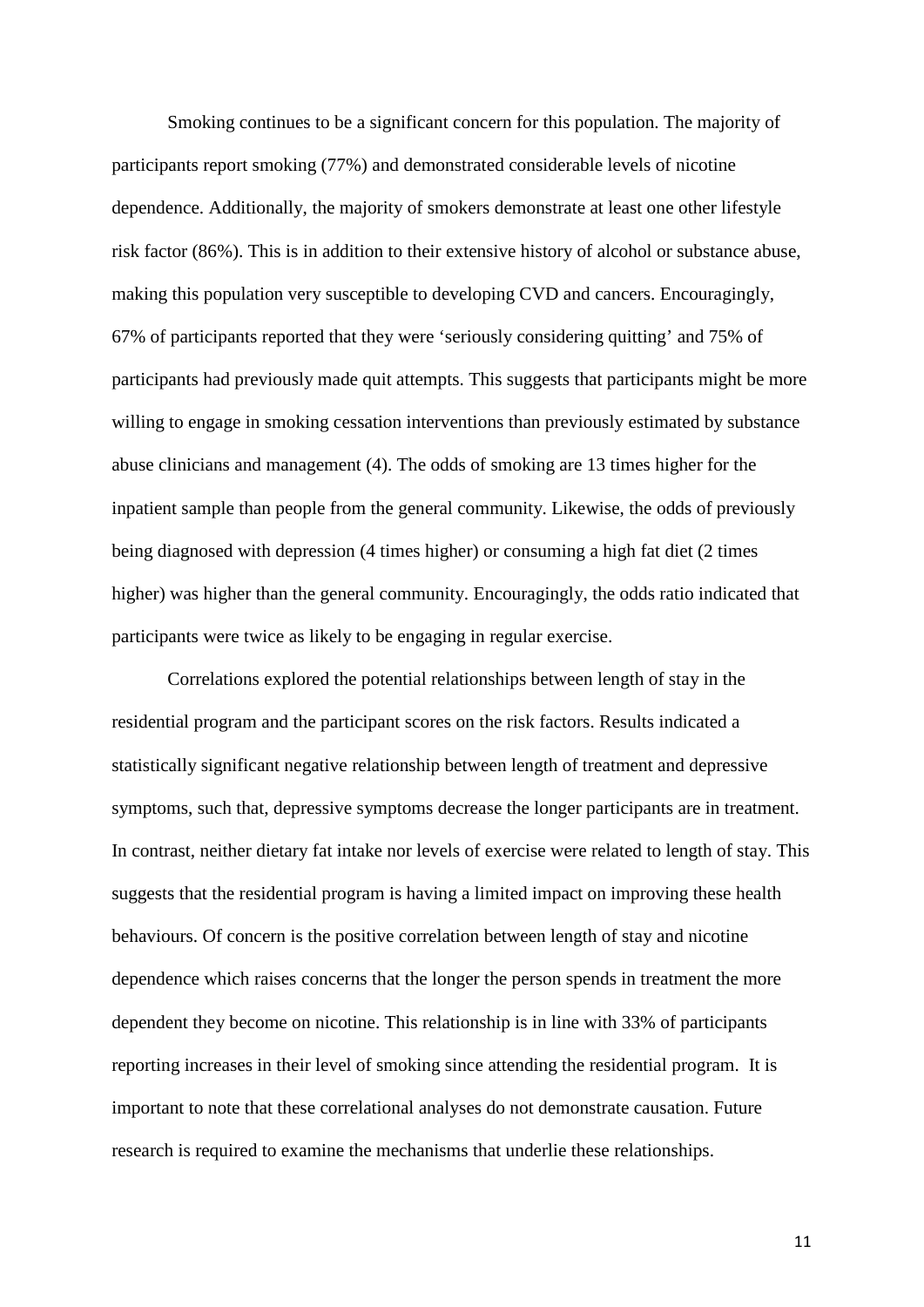Smoking continues to be a significant concern for this population. The majority of participants report smoking (77%) and demonstrated considerable levels of nicotine dependence. Additionally, the majority of smokers demonstrate at least one other lifestyle risk factor (86%). This is in addition to their extensive history of alcohol or substance abuse, making this population very susceptible to developing CVD and cancers. Encouragingly, 67% of participants reported that they were 'seriously considering quitting' and 75% of participants had previously made quit attempts. This suggests that participants might be more willing to engage in smoking cessation interventions than previously estimated by substance abuse clinicians and management (4). The odds of smoking are 13 times higher for the inpatient sample than people from the general community. Likewise, the odds of previously being diagnosed with depression (4 times higher) or consuming a high fat diet (2 times higher) was higher than the general community. Encouragingly, the odds ratio indicated that participants were twice as likely to be engaging in regular exercise.

Correlations explored the potential relationships between length of stay in the residential program and the participant scores on the risk factors. Results indicated a statistically significant negative relationship between length of treatment and depressive symptoms, such that, depressive symptoms decrease the longer participants are in treatment. In contrast, neither dietary fat intake nor levels of exercise were related to length of stay. This suggests that the residential program is having a limited impact on improving these health behaviours. Of concern is the positive correlation between length of stay and nicotine dependence which raises concerns that the longer the person spends in treatment the more dependent they become on nicotine. This relationship is in line with 33% of participants reporting increases in their level of smoking since attending the residential program. It is important to note that these correlational analyses do not demonstrate causation. Future research is required to examine the mechanisms that underlie these relationships.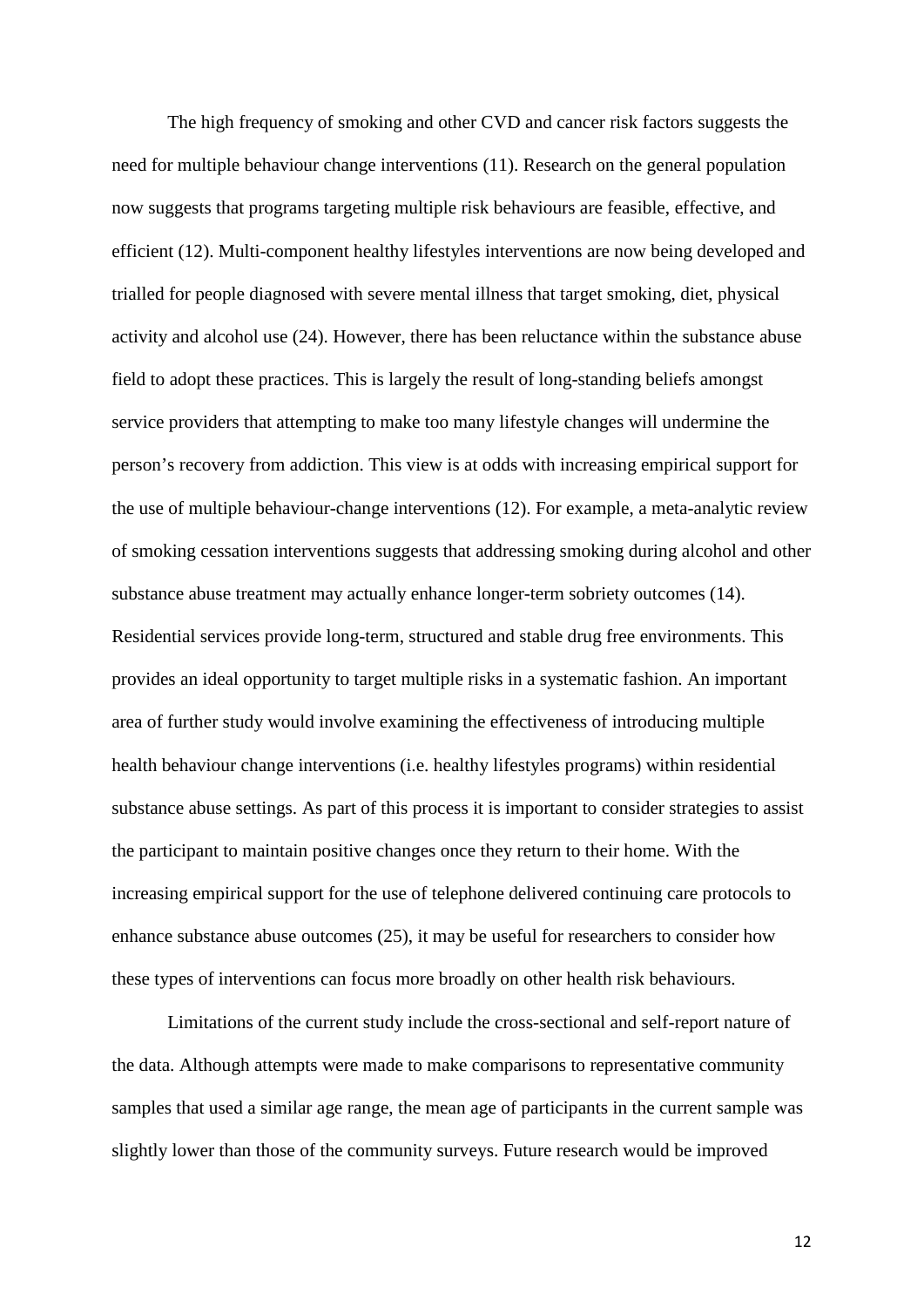The high frequency of smoking and other CVD and cancer risk factors suggests the need for multiple behaviour change interventions (11). Research on the general population now suggests that programs targeting multiple risk behaviours are feasible, effective, and efficient (12). Multi-component healthy lifestyles interventions are now being developed and trialled for people diagnosed with severe mental illness that target smoking, diet, physical activity and alcohol use (24). However, there has been reluctance within the substance abuse field to adopt these practices. This is largely the result of long-standing beliefs amongst service providers that attempting to make too many lifestyle changes will undermine the person's recovery from addiction. This view is at odds with increasing empirical support for the use of multiple behaviour-change interventions (12). For example, a meta-analytic review of smoking cessation interventions suggests that addressing smoking during alcohol and other substance abuse treatment may actually enhance longer-term sobriety outcomes (14). Residential services provide long-term, structured and stable drug free environments. This provides an ideal opportunity to target multiple risks in a systematic fashion. An important area of further study would involve examining the effectiveness of introducing multiple health behaviour change interventions (i.e. healthy lifestyles programs) within residential substance abuse settings. As part of this process it is important to consider strategies to assist the participant to maintain positive changes once they return to their home. With the increasing empirical support for the use of telephone delivered continuing care protocols to enhance substance abuse outcomes (25), it may be useful for researchers to consider how these types of interventions can focus more broadly on other health risk behaviours.

Limitations of the current study include the cross-sectional and self-report nature of the data. Although attempts were made to make comparisons to representative community samples that used a similar age range, the mean age of participants in the current sample was slightly lower than those of the community surveys. Future research would be improved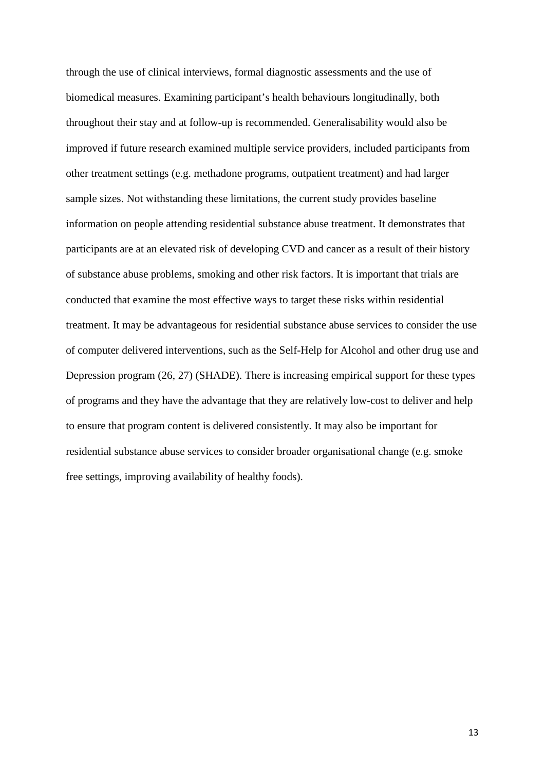through the use of clinical interviews, formal diagnostic assessments and the use of biomedical measures. Examining participant's health behaviours longitudinally, both throughout their stay and at follow-up is recommended. Generalisability would also be improved if future research examined multiple service providers, included participants from other treatment settings (e.g. methadone programs, outpatient treatment) and had larger sample sizes. Not withstanding these limitations, the current study provides baseline information on people attending residential substance abuse treatment. It demonstrates that participants are at an elevated risk of developing CVD and cancer as a result of their history of substance abuse problems, smoking and other risk factors. It is important that trials are conducted that examine the most effective ways to target these risks within residential treatment. It may be advantageous for residential substance abuse services to consider the use of computer delivered interventions, such as the Self-Help for Alcohol and other drug use and Depression program (26, 27) (SHADE). There is increasing empirical support for these types of programs and they have the advantage that they are relatively low-cost to deliver and help to ensure that program content is delivered consistently. It may also be important for residential substance abuse services to consider broader organisational change (e.g. smoke free settings, improving availability of healthy foods).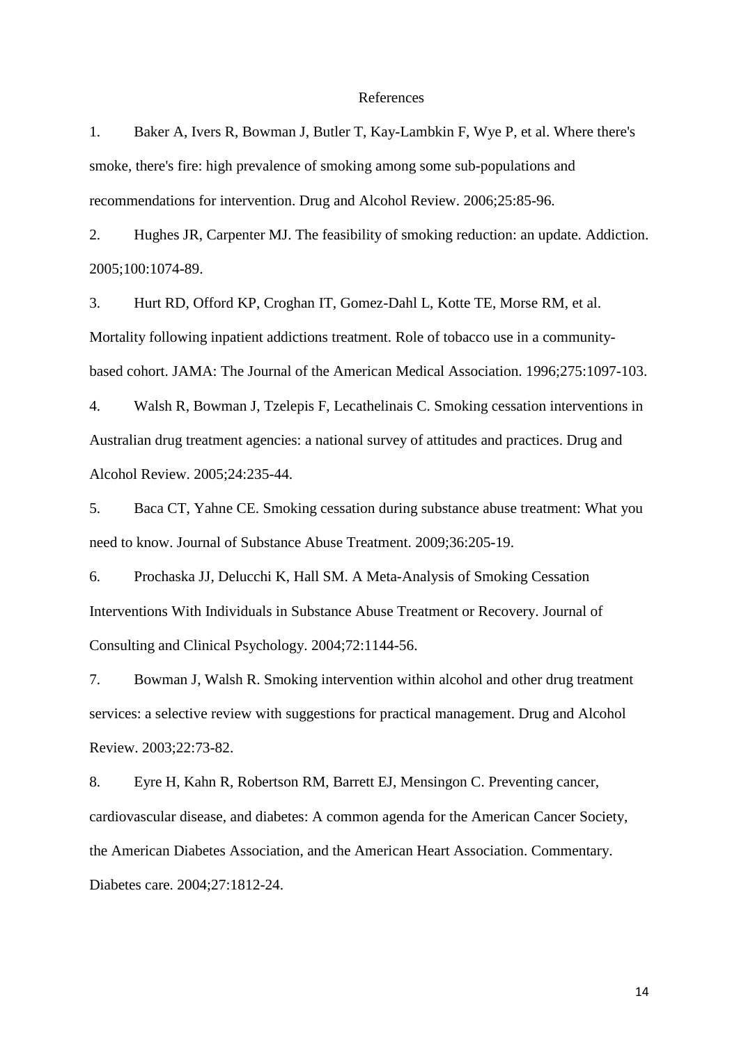# References

1. Baker A, Ivers R, Bowman J, Butler T, Kay-Lambkin F, Wye P, et al. Where there's smoke, there's fire: high prevalence of smoking among some sub-populations and recommendations for intervention. Drug and Alcohol Review. 2006;25:85-96.

2. Hughes JR, Carpenter MJ. The feasibility of smoking reduction: an update. Addiction. 2005;100:1074-89.

3. Hurt RD, Offord KP, Croghan IT, Gomez-Dahl L, Kotte TE, Morse RM, et al. Mortality following inpatient addictions treatment. Role of tobacco use in a community-based cohort. JAMA: The Journal of the American Medical Association. 1996;275:1097-103.

4. Walsh R, Bowman J, Tzelepis F, Lecathelinais C. Smoking cessation interventions in Australian drug treatment agencies: a national survey of attitudes and practices. Drug and Alcohol Review. 2005;24:235-44.

5. Baca CT, Yahne CE. Smoking cessation during substance abuse treatment: What you need to know. Journal of Substance Abuse Treatment. 2009;36:205-19.

6. Prochaska JJ, Delucchi K, Hall SM. A Meta-Analysis of Smoking Cessation Interventions With Individuals in Substance Abuse Treatment or Recovery. Journal of Consulting and Clinical Psychology. 2004;72:1144-56.

7. Bowman J, Walsh R. Smoking intervention within alcohol and other drug treatment services: a selective review with suggestions for practical management. Drug and Alcohol Review. 2003;22:73-82.

8. Eyre H, Kahn R, Robertson RM, Barrett EJ, Mensingon C. Preventing cancer, cardiovascular disease, and diabetes: A common agenda for the American Cancer Society, the American Diabetes Association, and the American Heart Association. Commentary. Diabetes care. 2004;27:1812-24.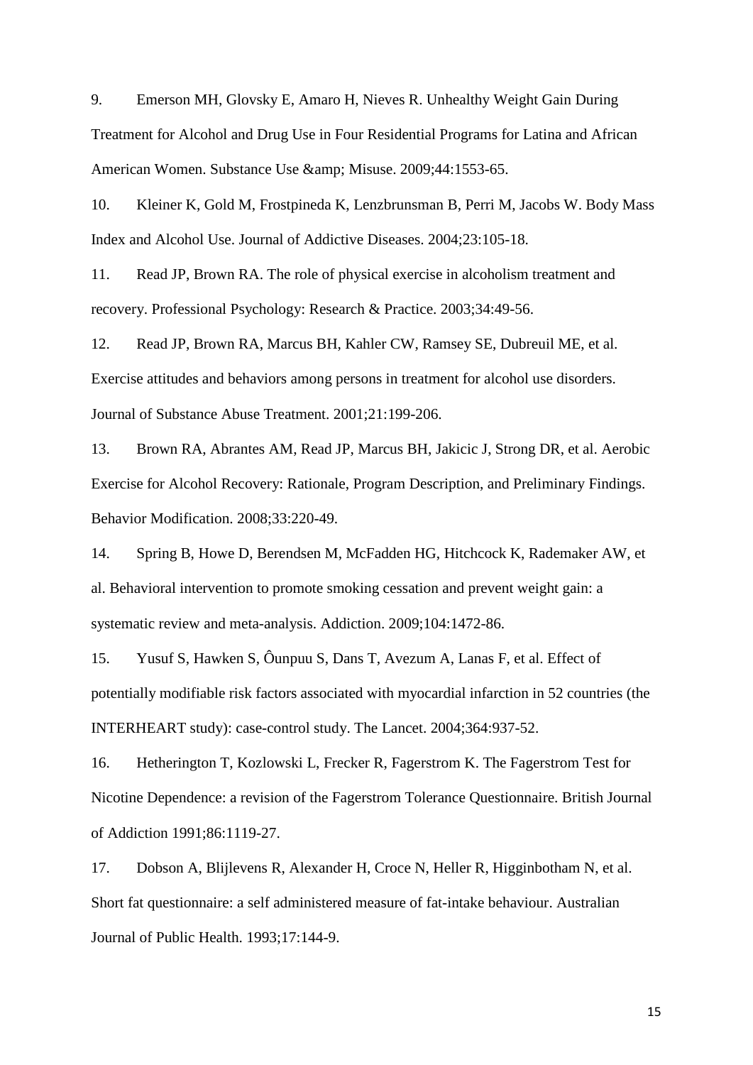9. Emerson MH, Glovsky E, Amaro H, Nieves R. Unhealthy Weight Gain During Treatment for Alcohol and Drug Use in Four Residential Programs for Latina and African American Women. Substance Use &amp; Misuse. 2009;44:1553-65.

10. Kleiner K, Gold M, Frostpineda K, Lenzbrunsman B, Perri M, Jacobs W. Body Mass Index and Alcohol Use. Journal of Addictive Diseases. 2004;23:105-18.

11. Read JP, Brown RA. The role of physical exercise in alcoholism treatment and recovery. Professional Psychology: Research & Practice. 2003;34:49-56.

12. Read JP, Brown RA, Marcus BH, Kahler CW, Ramsey SE, Dubreuil ME, et al. Exercise attitudes and behaviors among persons in treatment for alcohol use disorders. Journal of Substance Abuse Treatment. 2001;21:199-206.

13. Brown RA, Abrantes AM, Read JP, Marcus BH, Jakicic J, Strong DR, et al. Aerobic Exercise for Alcohol Recovery: Rationale, Program Description, and Preliminary Findings. Behavior Modification. 2008;33:220-49.

14. Spring B, Howe D, Berendsen M, McFadden HG, Hitchcock K, Rademaker AW, et al. Behavioral intervention to promote smoking cessation and prevent weight gain: a systematic review and meta-analysis. Addiction. 2009;104:1472-86.

15. Yusuf S, Hawken S, Ôunpuu S, Dans T, Avezum A, Lanas F, et al. Effect of potentially modifiable risk factors associated with myocardial infarction in 52 countries (the INTERHEART study): case-control study. The Lancet. 2004;364:937-52.

16. Hetherington T, Kozlowski L, Frecker R, Fagerstrom K. The Fagerstrom Test for Nicotine Dependence: a revision of the Fagerstrom Tolerance Questionnaire. British Journal of Addiction 1991;86:1119-27.

17. Dobson A, Blijlevens R, Alexander H, Croce N, Heller R, Higginbotham N, et al. Short fat questionnaire: a self administered measure of fat-intake behaviour. Australian Journal of Public Health. 1993;17:144-9.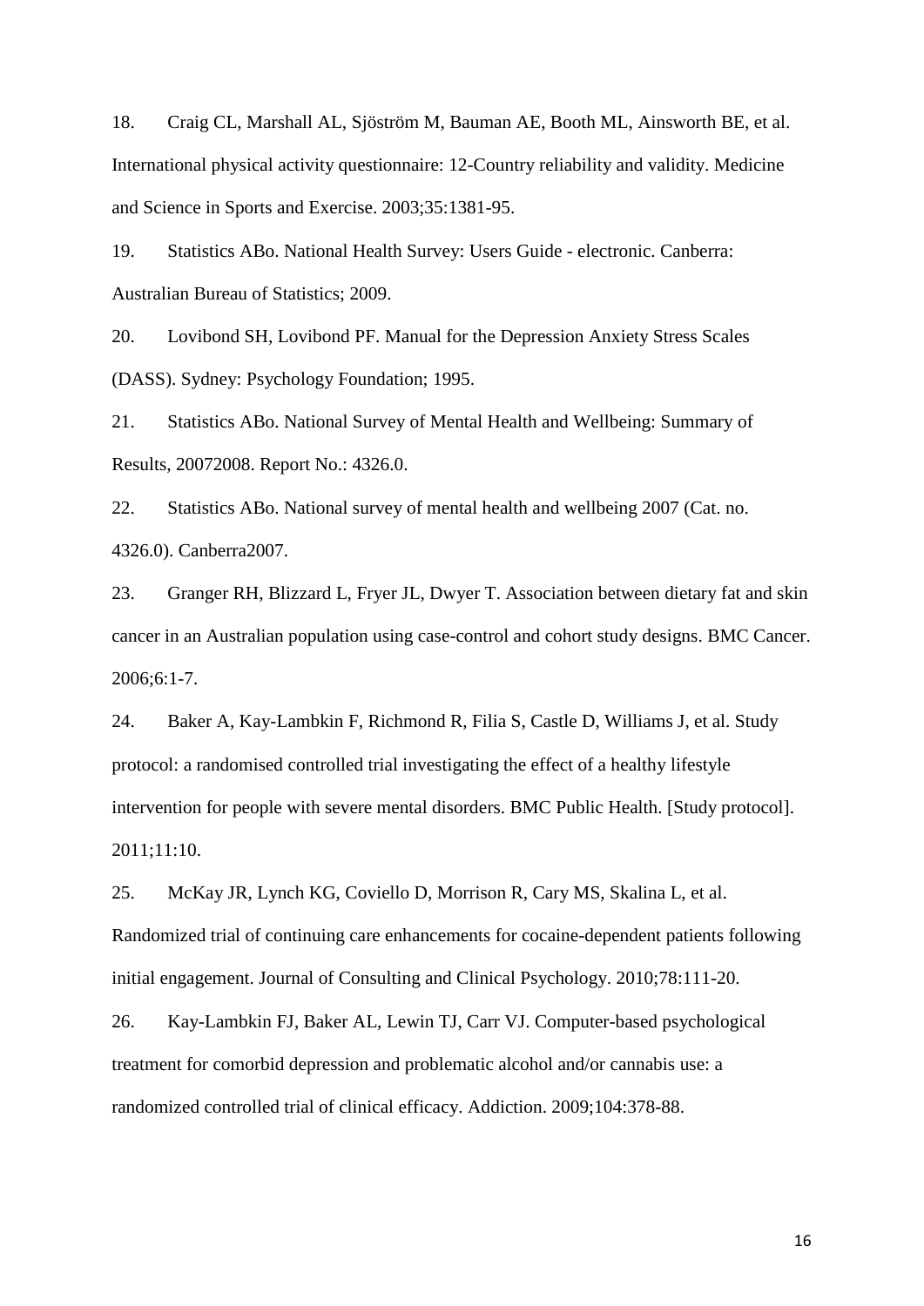18. Craig CL, Marshall AL, Sjöström M, Bauman AE, Booth ML, Ainsworth BE, et al. International physical activity questionnaire: 12-Country reliability and validity. Medicine and Science in Sports and Exercise. 2003;35:1381-95.

19. Statistics ABo. National Health Survey: Users Guide - electronic. Canberra: Australian Bureau of Statistics; 2009.

20. Lovibond SH, Lovibond PF. Manual for the Depression Anxiety Stress Scales (DASS). Sydney: Psychology Foundation; 1995.

21. Statistics ABo. National Survey of Mental Health and Wellbeing: Summary of Results, 20072008. Report No.: 4326.0.

22. Statistics ABo. National survey of mental health and wellbeing 2007 (Cat. no. 4326.0). Canberra2007.

23. Granger RH, Blizzard L, Fryer JL, Dwyer T. Association between dietary fat and skin cancer in an Australian population using case-control and cohort study designs. BMC Cancer. 2006;6:1-7.

24. Baker A, Kay-Lambkin F, Richmond R, Filia S, Castle D, Williams J, et al. Study protocol: a randomised controlled trial investigating the effect of a healthy lifestyle intervention for people with severe mental disorders. BMC Public Health. [Study protocol]. 2011;11:10.

25. McKay JR, Lynch KG, Coviello D, Morrison R, Cary MS, Skalina L, et al. Randomized trial of continuing care enhancements for cocaine-dependent patients following initial engagement. Journal of Consulting and Clinical Psychology. 2010;78:111-20.

26. Kay-Lambkin FJ, Baker AL, Lewin TJ, Carr VJ. Computer-based psychological treatment for comorbid depression and problematic alcohol and/or cannabis use: a randomized controlled trial of clinical efficacy. Addiction. 2009;104:378-88.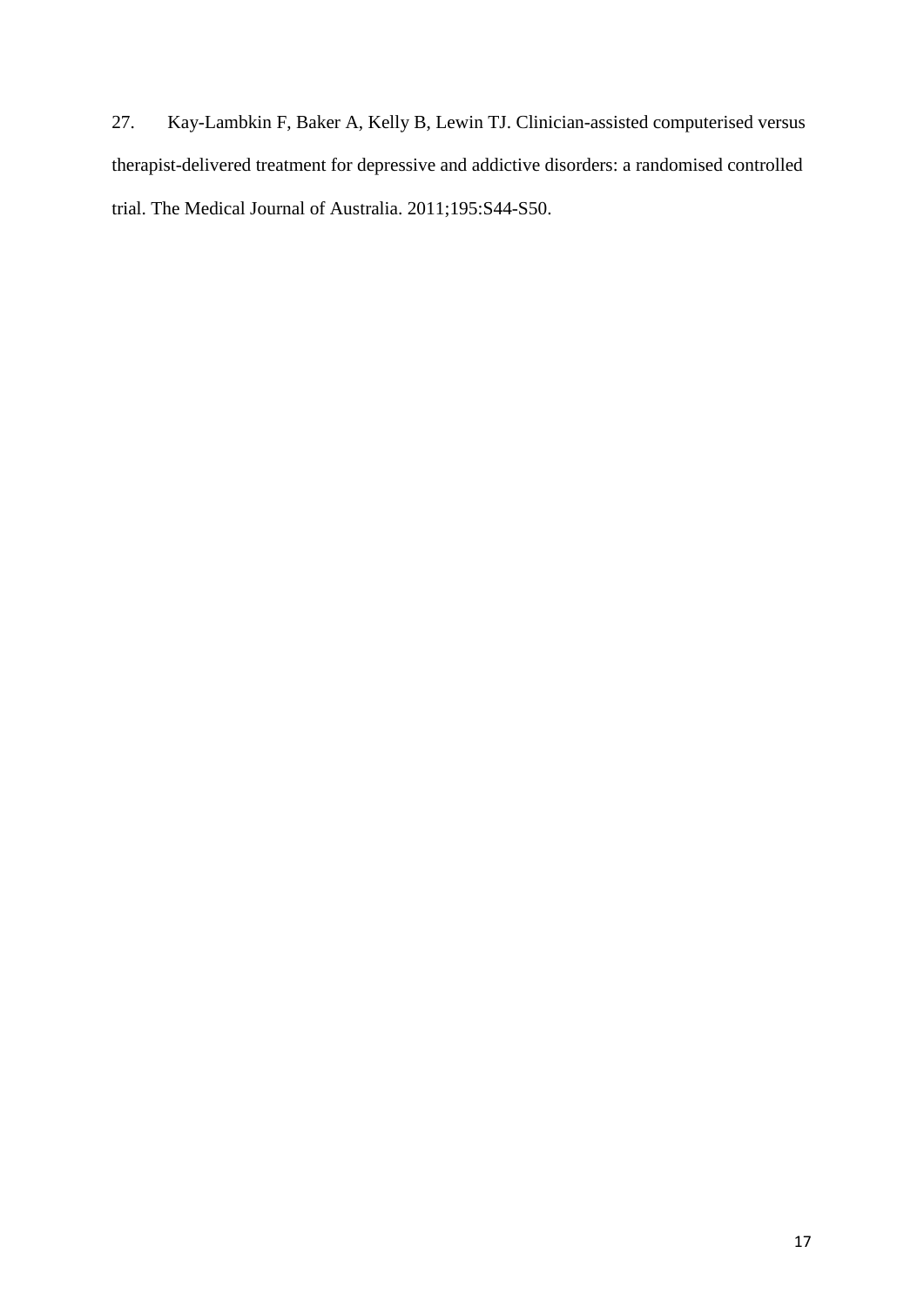27. Kay-Lambkin F, Baker A, Kelly B, Lewin TJ. Clinician-assisted computerised versus therapist-delivered treatment for depressive and addictive disorders: a randomised controlled trial. The Medical Journal of Australia. 2011;195:S44-S50.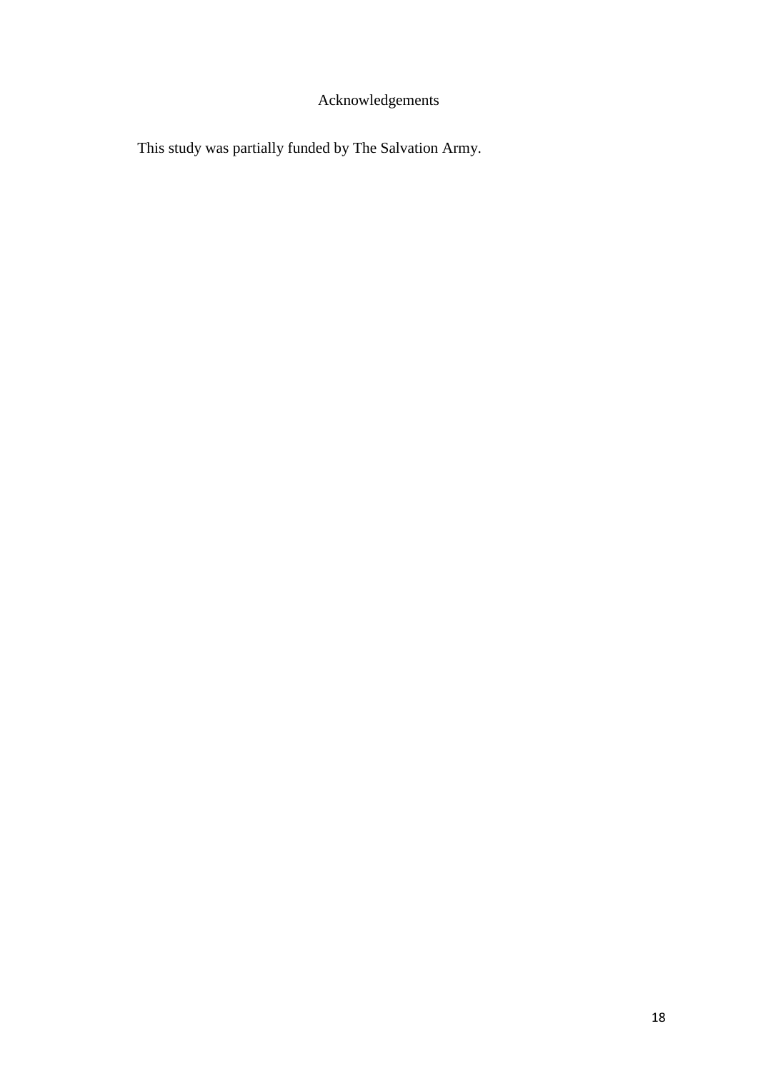# Acknowledgements

This study was partially funded by The Salvation Army.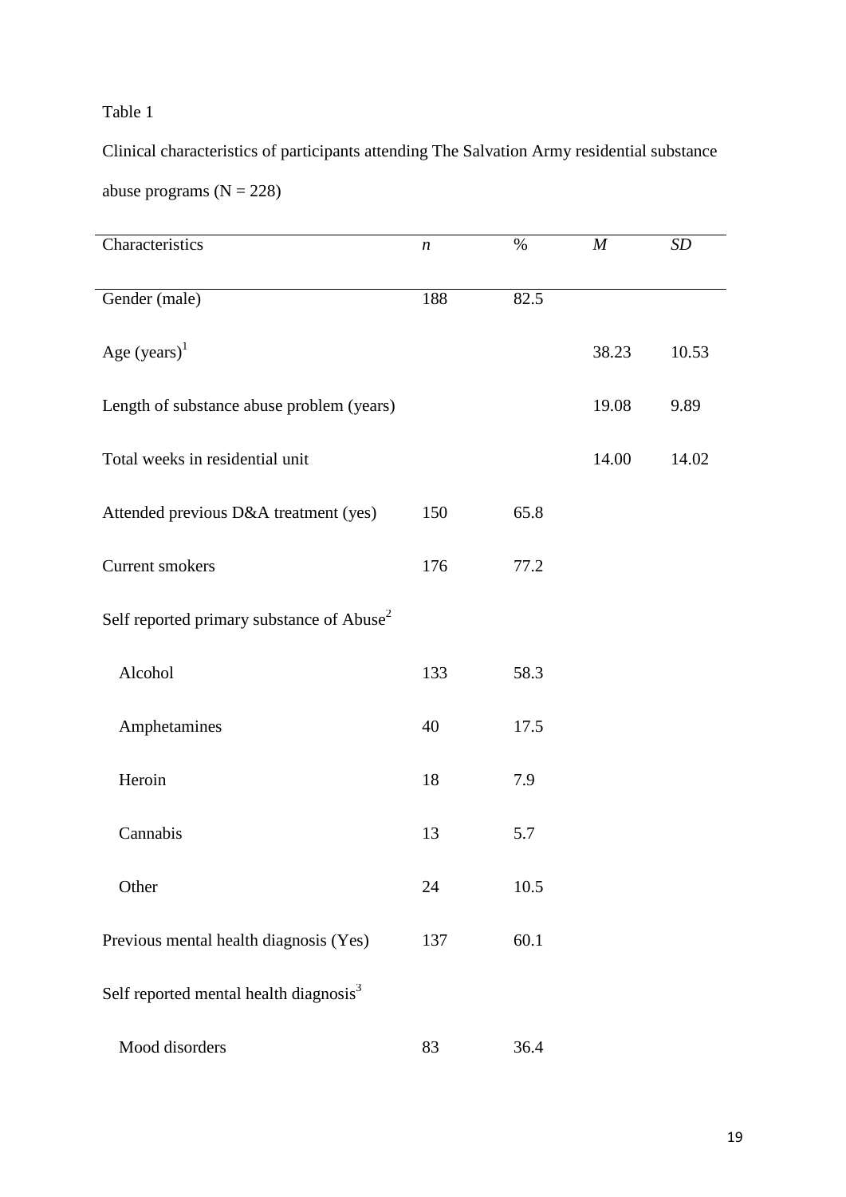Table 1

Clinical characteristics of participants attending The Salvation Army residential substance abuse programs (N = 228)

| Characteristics | *n* | % | *M* | *SD* |
|---|---|---|---|---|
| Gender (male) | 188 | 82.5 | | |
| Age (years)[1] | | | 38.23 | 10.53 |
| Length of substance abuse problem (years) | | | 19.08 | 9.89 |
| Total weeks in residential unit | | | 14.00 | 14.02 |
| Attended previous D&A treatment (yes) | 150 | 65.8 | | |
| Current smokers | 176 | 77.2 | | |
| Self reported primary substance of Abuse[2] | | | | |
| Alcohol | 133 | 58.3 | | |
| Amphetamines | 40 | 17.5 | | |
| Heroin | 18 | 7.9 | | |
| Cannabis | 13 | 5.7 | | |
| Other | 24 | 10.5 | | |
| Previous mental health diagnosis (Yes) | 137 | 60.1 | | |
| Self reported mental health diagnosis[3] | | | | |
| Mood disorders | 83 | 36.4 | | |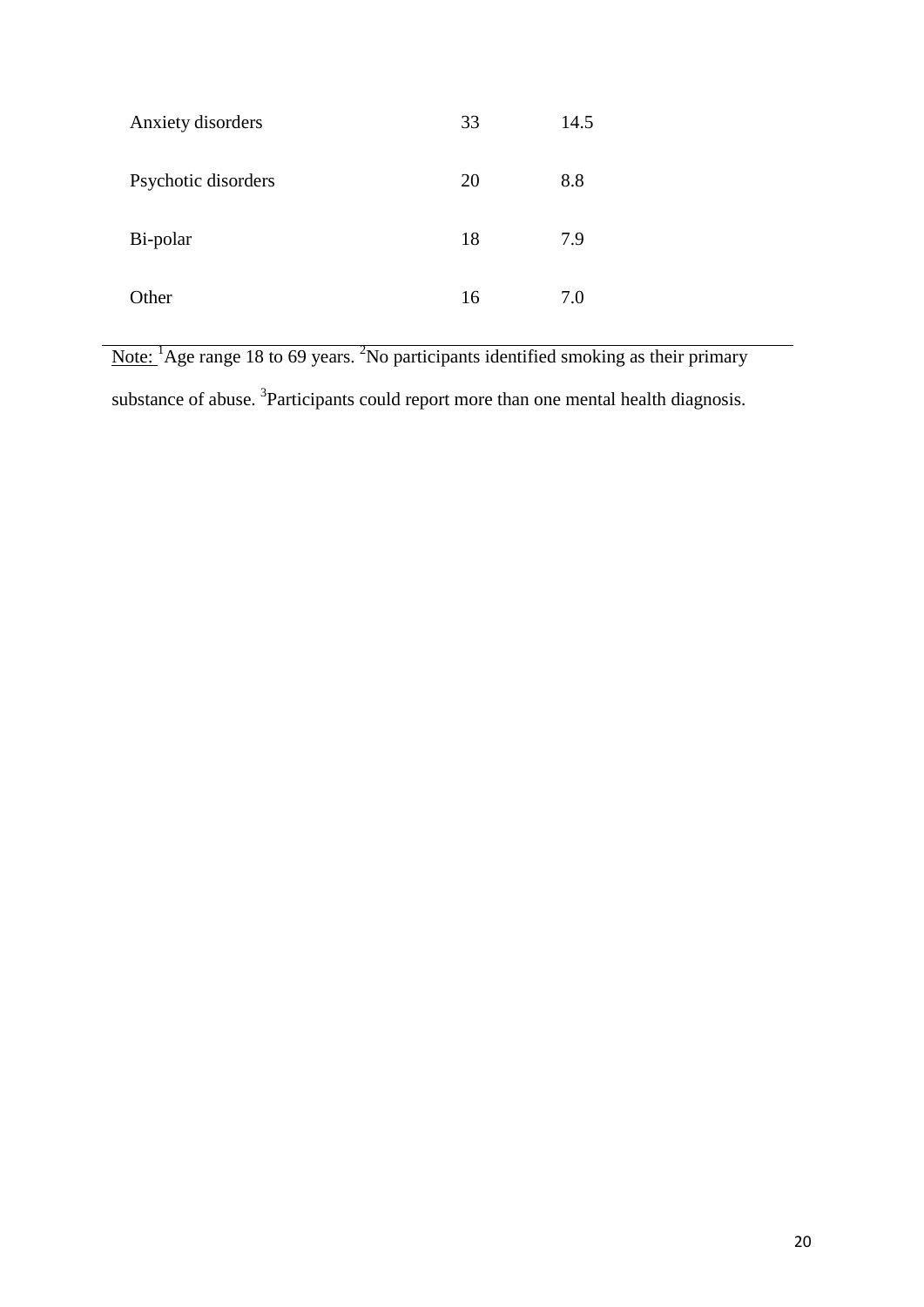| | | |
|---|---|---|
| Anxiety disorders | 33 | 14.5 |
| Psychotic disorders | 20 | 8.8 |
| Bi-polar | 18 | 7.9 |
| Other | 16 | 7.0 |

Note: [1]Age range 18 to 69 years. [2]No participants identified smoking as their primary substance of abuse. [3]Participants could report more than one mental health diagnosis.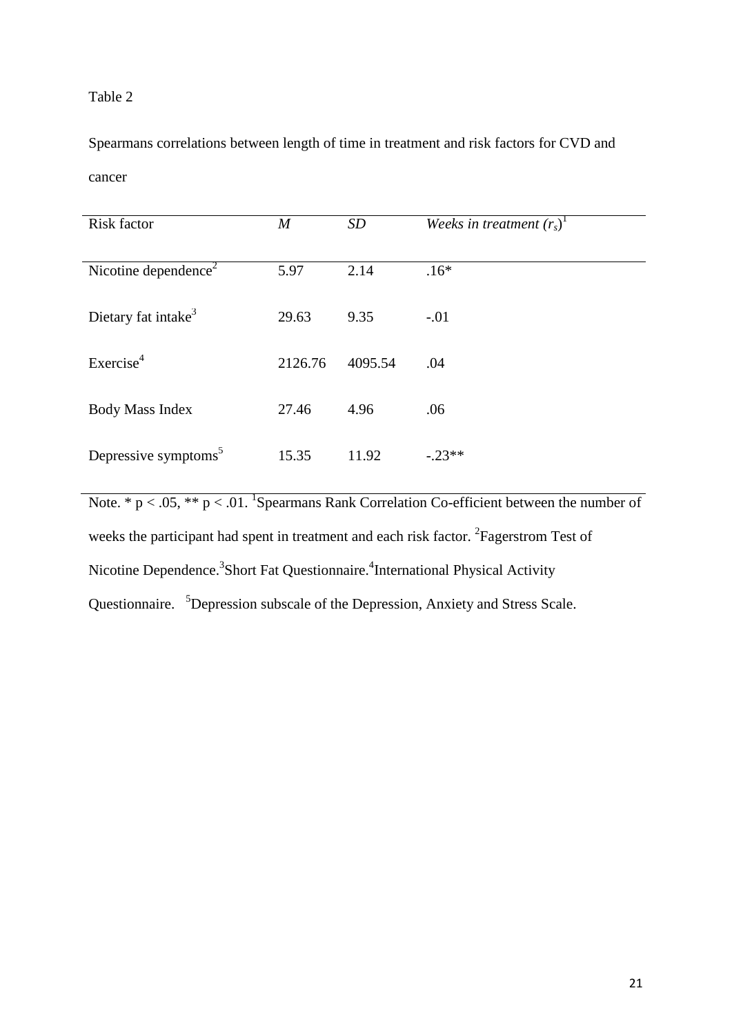Table 2

Spearmans correlations between length of time in treatment and risk factors for CVD and cancer

| Risk factor | *M* | *SD* | *Weeks in treatment* ($r_s$)[1] |
|---|---|---|---|
| Nicotine dependence[2] | 5.97 | 2.14 | .16* |
| Dietary fat intake[3] | 29.63 | 9.35 | -.01 |
| Exercise[4] | 2126.76 | 4095.54 | .04 |
| Body Mass Index | 27.46 | 4.96 | .06 |
| Depressive symptoms[5] | 15.35 | 11.92 | -.23** |

Note. * $p < .05$, ** $p < .01$. [1]Spearmans Rank Correlation Co-efficient between the number of weeks the participant had spent in treatment and each risk factor. [2]Fagerstrom Test of Nicotine Dependence.[3]Short Fat Questionnaire.[4]International Physical Activity Questionnaire. [5]Depression subscale of the Depression, Anxiety and Stress Scale.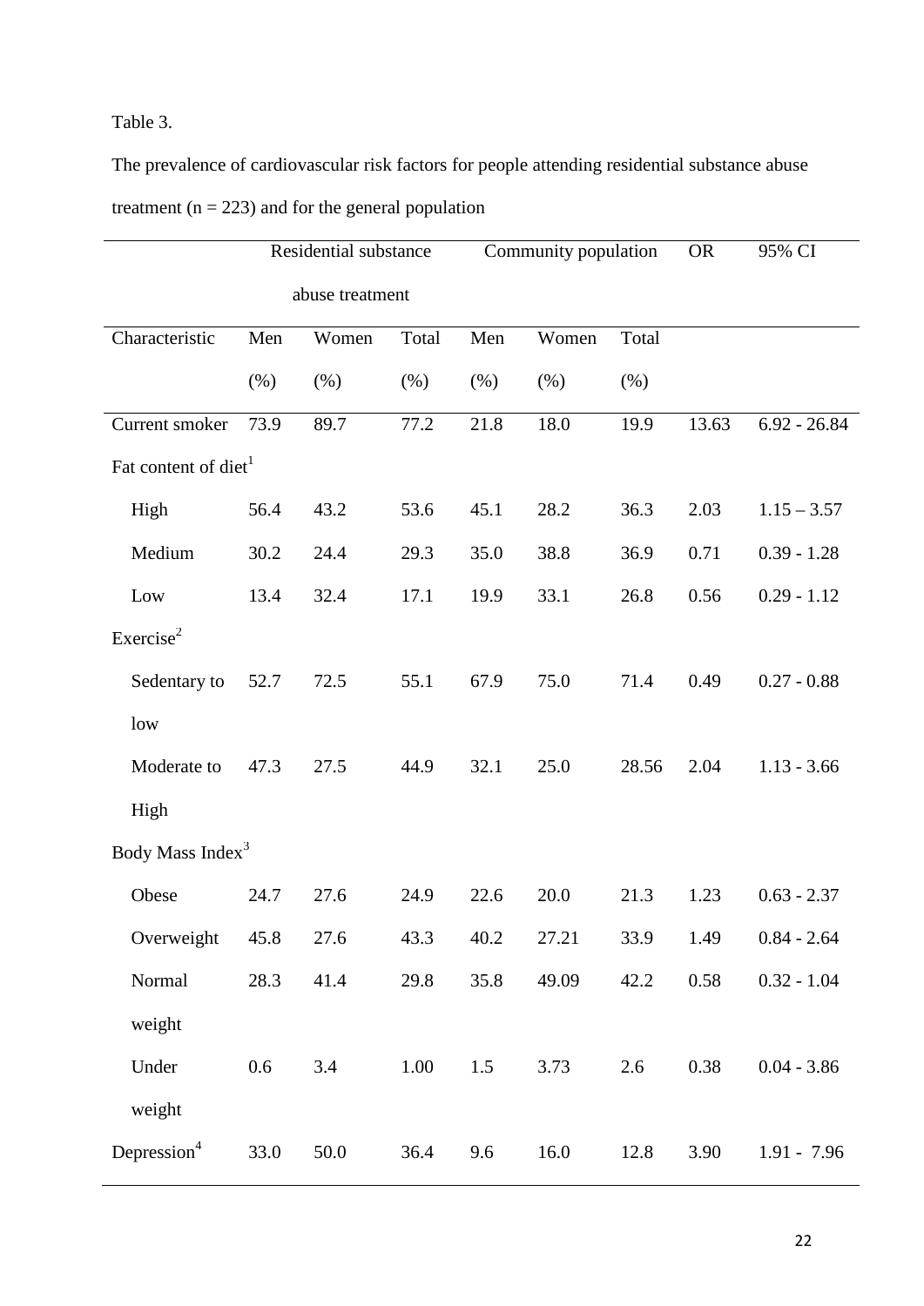Table 3.

The prevalence of cardiovascular risk factors for people attending residential substance abuse treatment (n = 223) and for the general population

| | Residential substance abuse treatment | | | Community population | | | OR | 95% CI |
|---|---|---|---|---|---|---|---|---|
| Characteristic | Men (%) | Women (%) | Total (%) | Men (%) | Women (%) | Total (%) | | |
| Current smoker | 73.9 | 89.7 | 77.2 | 21.8 | 18.0 | 19.9 | 13.63 | 6.92 - 26.84 |
| Fat content of diet[1] | | | | | | | | |
| High | 56.4 | 43.2 | 53.6 | 45.1 | 28.2 | 36.3 | 2.03 | 1.15 – 3.57 |
| Medium | 30.2 | 24.4 | 29.3 | 35.0 | 38.8 | 36.9 | 0.71 | 0.39 - 1.28 |
| Low | 13.4 | 32.4 | 17.1 | 19.9 | 33.1 | 26.8 | 0.56 | 0.29 - 1.12 |
| Exercise[2] | | | | | | | | |
| Sedentary to low | 52.7 | 72.5 | 55.1 | 67.9 | 75.0 | 71.4 | 0.49 | 0.27 - 0.88 |
| Moderate to High | 47.3 | 27.5 | 44.9 | 32.1 | 25.0 | 28.56 | 2.04 | 1.13 - 3.66 |
| Body Mass Index[3] | | | | | | | | |
| Obese | 24.7 | 27.6 | 24.9 | 22.6 | 20.0 | 21.3 | 1.23 | 0.63 - 2.37 |
| Overweight | 45.8 | 27.6 | 43.3 | 40.2 | 27.21 | 33.9 | 1.49 | 0.84 - 2.64 |
| Normal weight | 28.3 | 41.4 | 29.8 | 35.8 | 49.09 | 42.2 | 0.58 | 0.32 - 1.04 |
| Under weight | 0.6 | 3.4 | 1.00 | 1.5 | 3.73 | 2.6 | 0.38 | 0.04 - 3.86 |
| Depression[4] | 33.0 | 50.0 | 36.4 | 9.6 | 16.0 | 12.8 | 3.90 | 1.91 - 7.96 |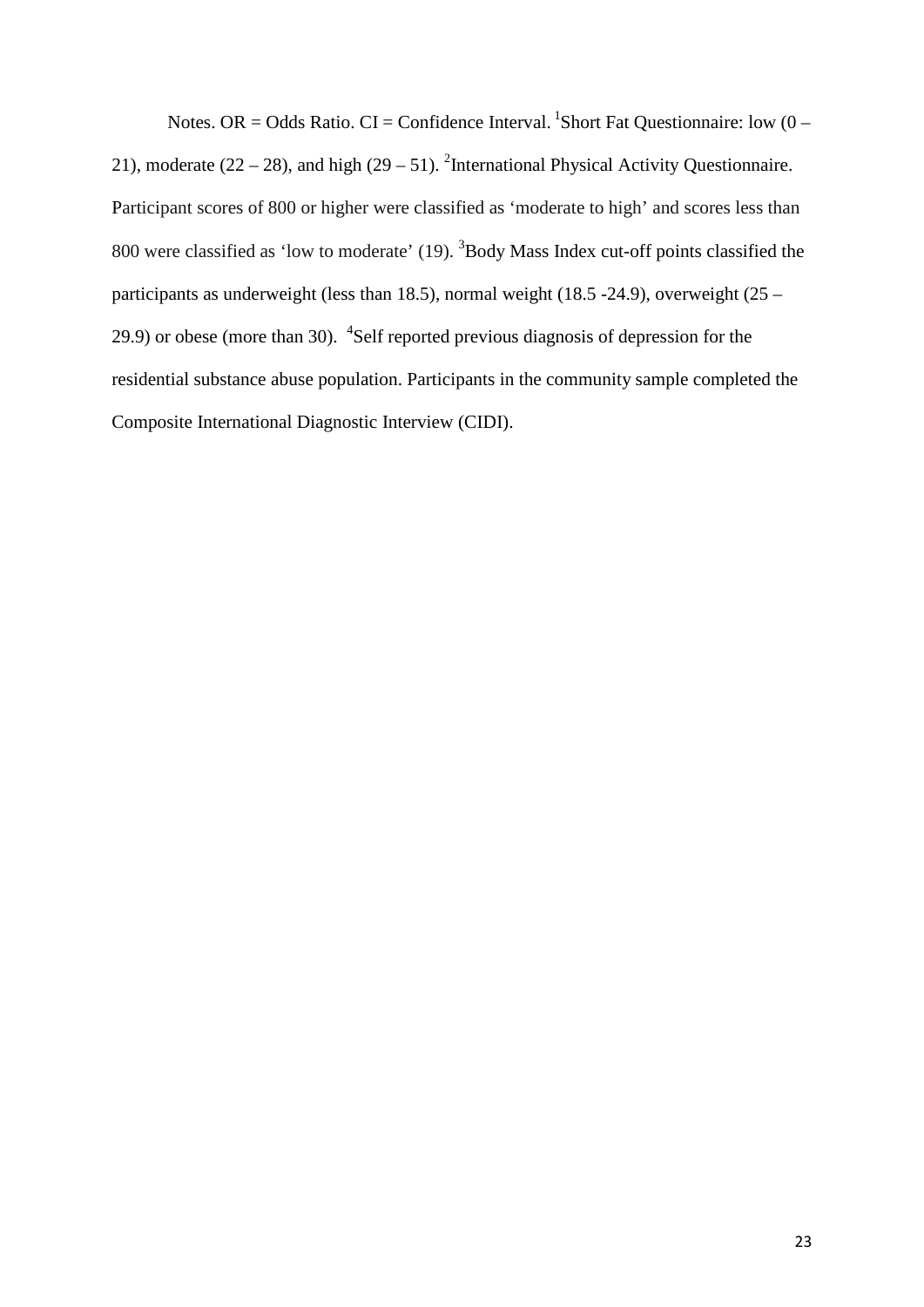Notes. OR = Odds Ratio. CI = Confidence Interval. [1]Short Fat Questionnaire: low (0 – 21), moderate (22 – 28), and high (29 – 51). [2]International Physical Activity Questionnaire. Participant scores of 800 or higher were classified as 'moderate to high' and scores less than 800 were classified as 'low to moderate' (19). [3]Body Mass Index cut-off points classified the participants as underweight (less than 18.5), normal weight (18.5 -24.9), overweight (25 – 29.9) or obese (more than 30). [4]Self reported previous diagnosis of depression for the residential substance abuse population. Participants in the community sample completed the Composite International Diagnostic Interview (CIDI).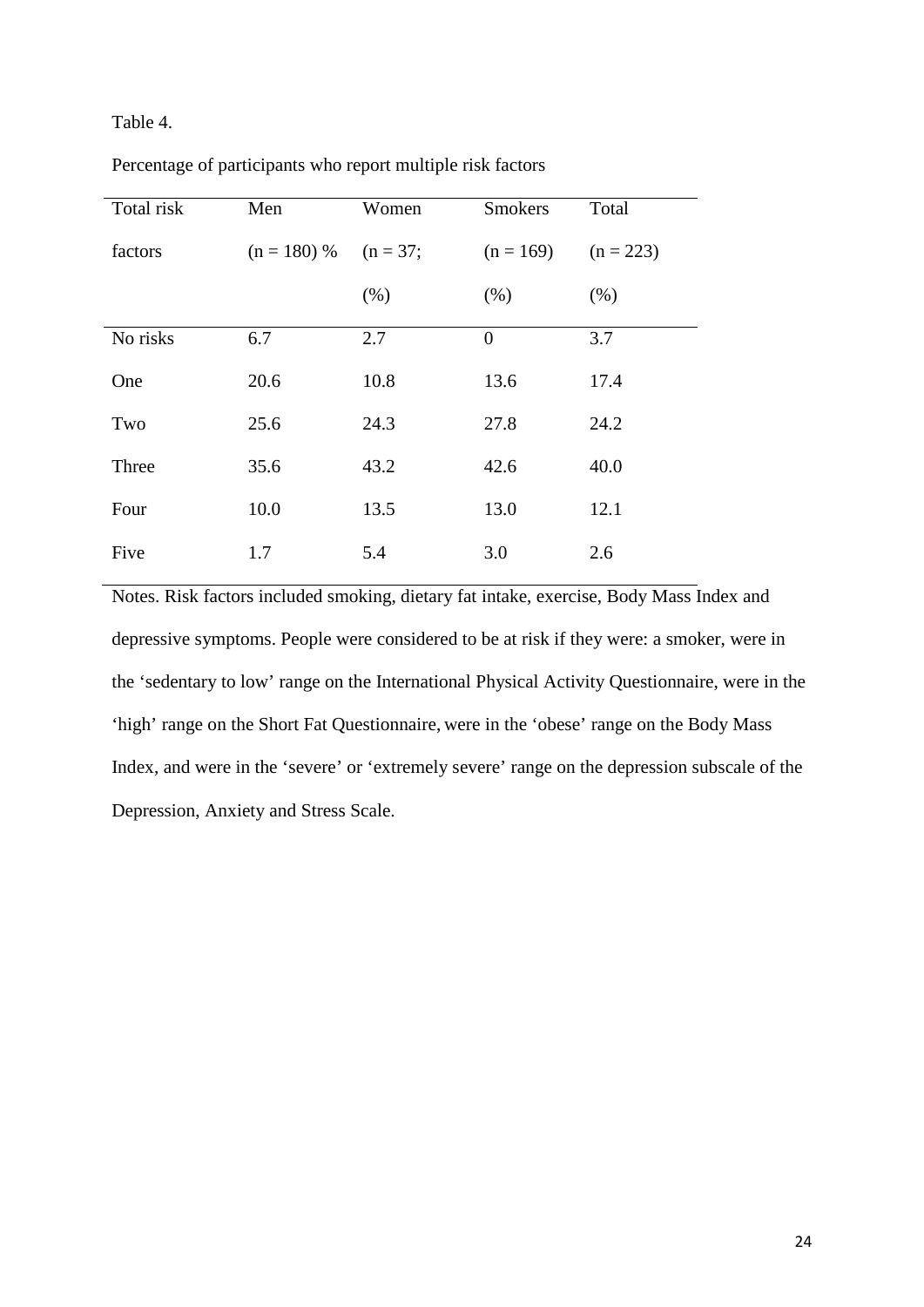Table 4.

Percentage of participants who report multiple risk factors

| Total risk factors | Men (n = 180) % | Women (n = 37; (%) | Smokers (n = 169) (%) | Total (n = 223) (%) |
|---|---|---|---|---|
| No risks | 6.7 | 2.7 | 0 | 3.7 |
| One | 20.6 | 10.8 | 13.6 | 17.4 |
| Two | 25.6 | 24.3 | 27.8 | 24.2 |
| Three | 35.6 | 43.2 | 42.6 | 40.0 |
| Four | 10.0 | 13.5 | 13.0 | 12.1 |
| Five | 1.7 | 5.4 | 3.0 | 2.6 |

Notes. Risk factors included smoking, dietary fat intake, exercise, Body Mass Index and depressive symptoms. People were considered to be at risk if they were: a smoker, were in the 'sedentary to low' range on the International Physical Activity Questionnaire, were in the 'high' range on the Short Fat Questionnaire, were in the 'obese' range on the Body Mass Index, and were in the 'severe' or 'extremely severe' range on the depression subscale of the Depression, Anxiety and Stress Scale.